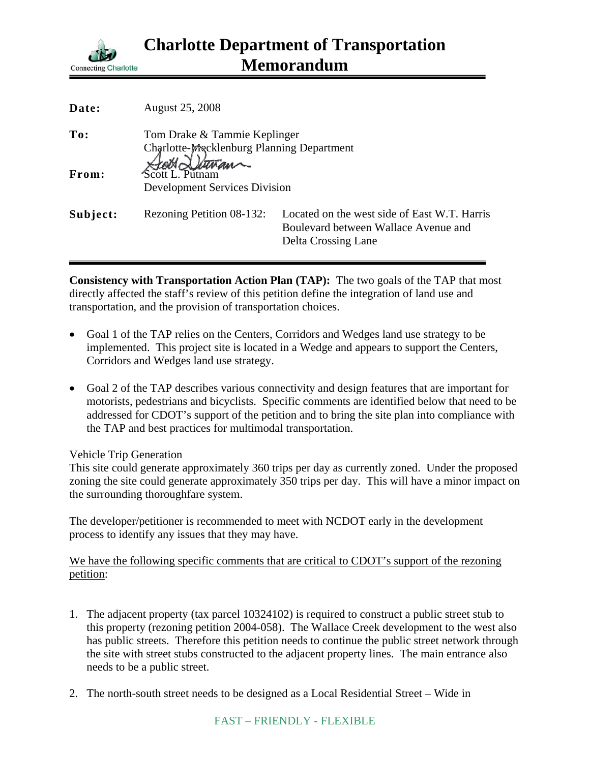# Charlotte Department of Transportation Memorandum

Connecting Charlotte

**Date:** August 25, 2008

**To:** Tom Drake & Tammie Keplinger
Charlotte-Mecklenburg Planning Department

**From:** Scott L. Putnam
Development Services Division

**Subject:** Rezoning Petition 08-132: Located on the west side of East W.T. Harris Boulevard between Wallace Avenue and Delta Crossing Lane

---

**Consistency with Transportation Action Plan (TAP):** The two goals of the TAP that most directly affected the staff's review of this petition define the integration of land use and transportation, and the provision of transportation choices.

- Goal 1 of the TAP relies on the Centers, Corridors and Wedges land use strategy to be implemented. This project site is located in a Wedge and appears to support the Centers, Corridors and Wedges land use strategy.

- Goal 2 of the TAP describes various connectivity and design features that are important for motorists, pedestrians and bicyclists. Specific comments are identified below that need to be addressed for CDOT's support of the petition and to bring the site plan into compliance with the TAP and best practices for multimodal transportation.

Vehicle Trip Generation

This site could generate approximately 360 trips per day as currently zoned. Under the proposed zoning the site could generate approximately 350 trips per day. This will have a minor impact on the surrounding thoroughfare system.

The developer/petitioner is recommended to meet with NCDOT early in the development process to identify any issues that they may have.

We have the following specific comments that are critical to CDOT's support of the rezoning petition:

1. The adjacent property (tax parcel 10324102) is required to construct a public street stub to this property (rezoning petition 2004-058). The Wallace Creek development to the west also has public streets. Therefore this petition needs to continue the public street network through the site with street stubs constructed to the adjacent property lines. The main entrance also needs to be a public street.

2. The north-south street needs to be designed as a Local Residential Street – Wide in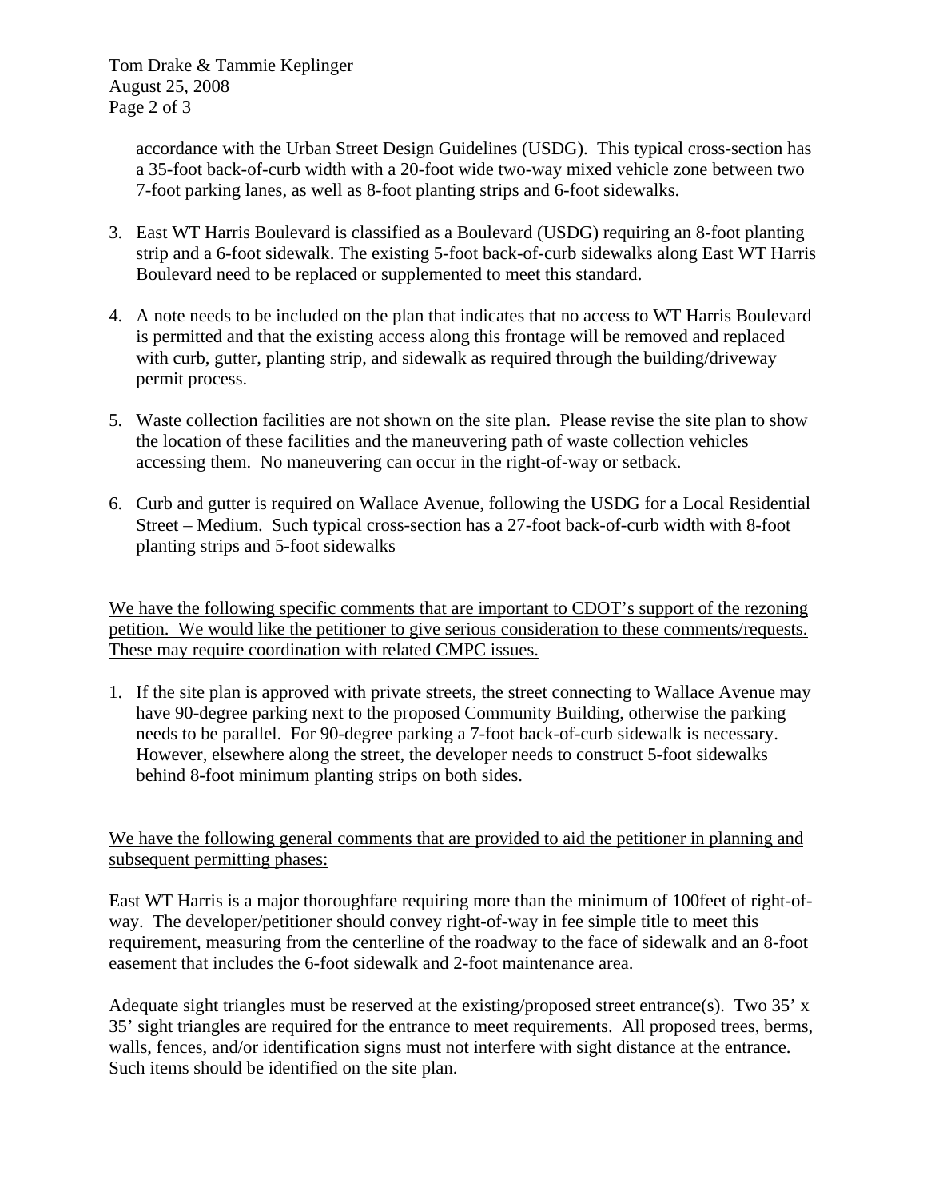accordance with the Urban Street Design Guidelines (USDG). This typical cross-section has a 35-foot back-of-curb width with a 20-foot wide two-way mixed vehicle zone between two 7-foot parking lanes, as well as 8-foot planting strips and 6-foot sidewalks.

3. East WT Harris Boulevard is classified as a Boulevard (USDG) requiring an 8-foot planting strip and a 6-foot sidewalk. The existing 5-foot back-of-curb sidewalks along East WT Harris Boulevard need to be replaced or supplemented to meet this standard.

4. A note needs to be included on the plan that indicates that no access to WT Harris Boulevard is permitted and that the existing access along this frontage will be removed and replaced with curb, gutter, planting strip, and sidewalk as required through the building/driveway permit process.

5. Waste collection facilities are not shown on the site plan. Please revise the site plan to show the location of these facilities and the maneuvering path of waste collection vehicles accessing them. No maneuvering can occur in the right-of-way or setback.

6. Curb and gutter is required on Wallace Avenue, following the USDG for a Local Residential Street – Medium. Such typical cross-section has a 27-foot back-of-curb width with 8-foot planting strips and 5-foot sidewalks

<u>We have the following specific comments that are important to CDOT's support of the rezoning petition. We would like the petitioner to give serious consideration to these comments/requests. These may require coordination with related CMPC issues.</u>

1. If the site plan is approved with private streets, the street connecting to Wallace Avenue may have 90-degree parking next to the proposed Community Building, otherwise the parking needs to be parallel. For 90-degree parking a 7-foot back-of-curb sidewalk is necessary. However, elsewhere along the street, the developer needs to construct 5-foot sidewalks behind 8-foot minimum planting strips on both sides.

<u>We have the following general comments that are provided to aid the petitioner in planning and subsequent permitting phases:</u>

East WT Harris is a major thoroughfare requiring more than the minimum of 100feet of right-of-way. The developer/petitioner should convey right-of-way in fee simple title to meet this requirement, measuring from the centerline of the roadway to the face of sidewalk and an 8-foot easement that includes the 6-foot sidewalk and 2-foot maintenance area.

Adequate sight triangles must be reserved at the existing/proposed street entrance(s). Two 35' x 35' sight triangles are required for the entrance to meet requirements. All proposed trees, berms, walls, fences, and/or identification signs must not interfere with sight distance at the entrance. Such items should be identified on the site plan.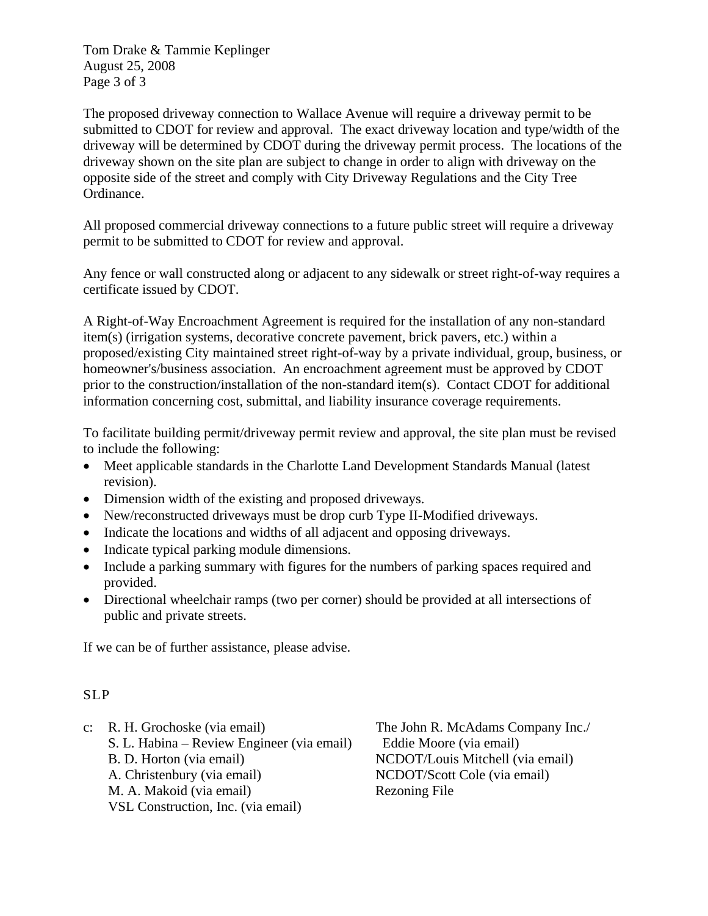The proposed driveway connection to Wallace Avenue will require a driveway permit to be submitted to CDOT for review and approval. The exact driveway location and type/width of the driveway will be determined by CDOT during the driveway permit process. The locations of the driveway shown on the site plan are subject to change in order to align with driveway on the opposite side of the street and comply with City Driveway Regulations and the City Tree Ordinance.

All proposed commercial driveway connections to a future public street will require a driveway permit to be submitted to CDOT for review and approval.

Any fence or wall constructed along or adjacent to any sidewalk or street right-of-way requires a certificate issued by CDOT.

A Right-of-Way Encroachment Agreement is required for the installation of any non-standard item(s) (irrigation systems, decorative concrete pavement, brick pavers, etc.) within a proposed/existing City maintained street right-of-way by a private individual, group, business, or homeowner's/business association. An encroachment agreement must be approved by CDOT prior to the construction/installation of the non-standard item(s). Contact CDOT for additional information concerning cost, submittal, and liability insurance coverage requirements.

To facilitate building permit/driveway permit review and approval, the site plan must be revised to include the following:

- Meet applicable standards in the Charlotte Land Development Standards Manual (latest revision).
- Dimension width of the existing and proposed driveways.
- New/reconstructed driveways must be drop curb Type II-Modified driveways.
- Indicate the locations and widths of all adjacent and opposing driveways.
- Indicate typical parking module dimensions.
- Include a parking summary with figures for the numbers of parking spaces required and provided.
- Directional wheelchair ramps (two per corner) should be provided at all intersections of public and private streets.

If we can be of further assistance, please advise.

SLP

c: R. H. Grochoske (via email)
S. L. Habina – Review Engineer (via email)
B. D. Horton (via email)
A. Christenbury (via email)
M. A. Makoid (via email)
VSL Construction, Inc. (via email)
The John R. McAdams Company Inc./ Eddie Moore (via email)
NCDOT/Louis Mitchell (via email)
NCDOT/Scott Cole (via email)
Rezoning File